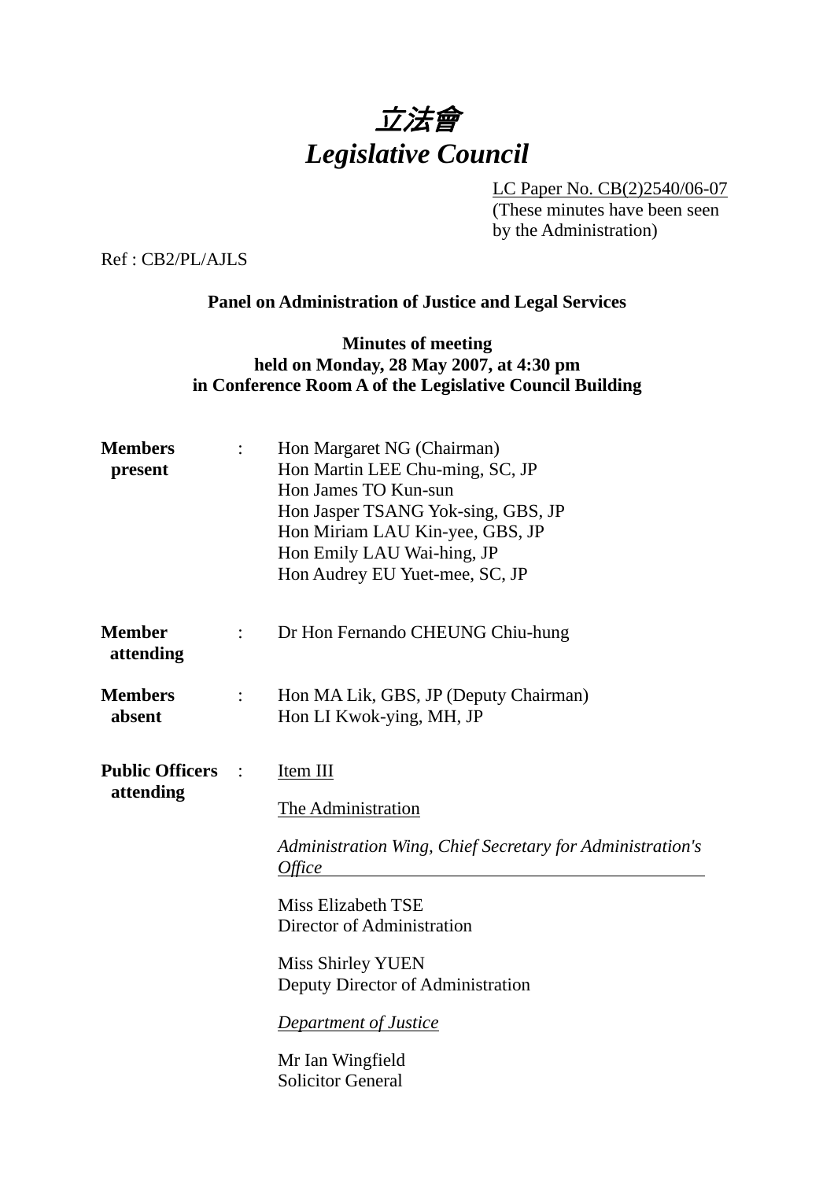# *立法會*
# *Legislative Council*

LC Paper No. CB(2)2540/06-07
(These minutes have been seen by the Administration)

Ref : CB2/PL/AJLS

**Panel on Administration of Justice and Legal Services**

**Minutes of meeting**
**held on Monday, 28 May 2007, at 4:30 pm**
**in Conference Room A of the Legislative Council Building**

**Members present** :
Hon Margaret NG (Chairman)
Hon Martin LEE Chu-ming, SC, JP
Hon James TO Kun-sun
Hon Jasper TSANG Yok-sing, GBS, JP
Hon Miriam LAU Kin-yee, GBS, JP
Hon Emily LAU Wai-hing, JP
Hon Audrey EU Yuet-mee, SC, JP

**Member attending** :
Dr Hon Fernando CHEUNG Chiu-hung

**Members absent** :
Hon MA Lik, GBS, JP (Deputy Chairman)
Hon LI Kwok-ying, MH, JP

**Public Officers attending** :
Item III

The Administration

*Administration Wing, Chief Secretary for Administration's Office*

Miss Elizabeth TSE
Director of Administration

Miss Shirley YUEN
Deputy Director of Administration

*Department of Justice*

Mr Ian Wingfield
Solicitor General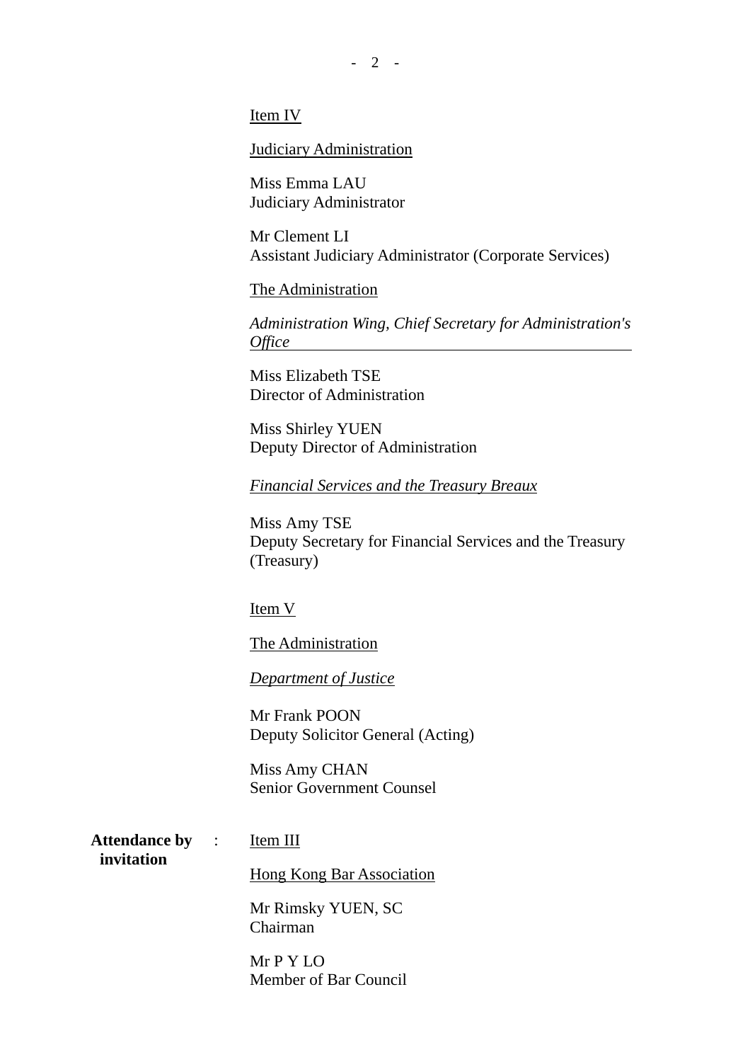Item IV

Judiciary Administration

Miss Emma LAU
Judiciary Administrator

Mr Clement LI
Assistant Judiciary Administrator (Corporate Services)

The Administration

*Administration Wing, Chief Secretary for Administration's Office*

Miss Elizabeth TSE
Director of Administration

Miss Shirley YUEN
Deputy Director of Administration

*Financial Services and the Treasury Breaux*

Miss Amy TSE
Deputy Secretary for Financial Services and the Treasury (Treasury)

Item V

The Administration

*Department of Justice*

Mr Frank POON
Deputy Solicitor General (Acting)

Miss Amy CHAN
Senior Government Counsel

**Attendance by invitation** :

Item III

Hong Kong Bar Association

Mr Rimsky YUEN, SC
Chairman

Mr P Y LO
Member of Bar Council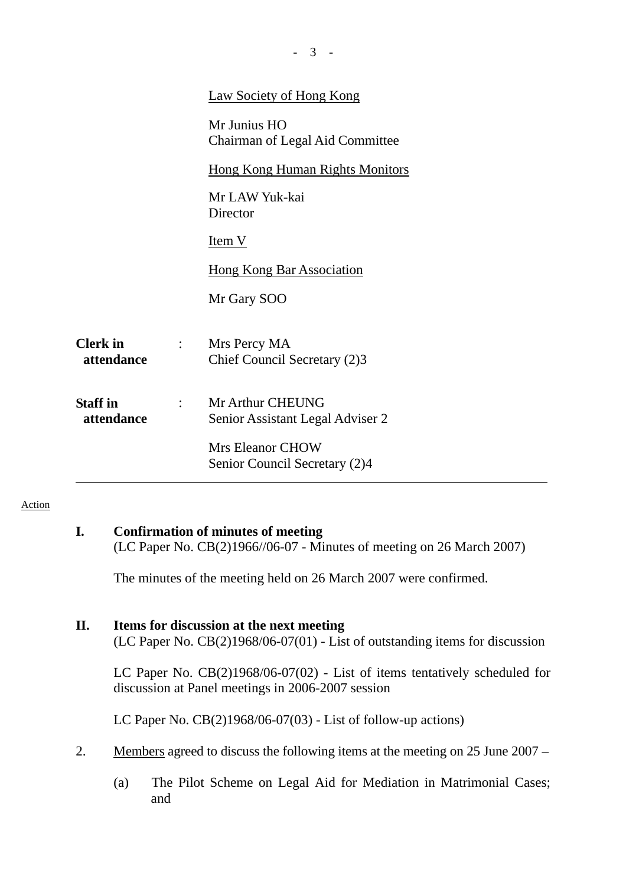Law Society of Hong Kong

Mr Junius HO
Chairman of Legal Aid Committee

Hong Kong Human Rights Monitors

Mr LAW Yuk-kai
Director

Item V

Hong Kong Bar Association

Mr Gary SOO

**Clerk in attendance** : Mrs Percy MA
Chief Council Secretary (2)3

**Staff in attendance** : Mr Arthur CHEUNG
Senior Assistant Legal Adviser 2

Mrs Eleanor CHOW
Senior Council Secretary (2)4

---

Action

**I. Confirmation of minutes of meeting**
(LC Paper No. CB(2)1966//06-07 - Minutes of meeting on 26 March 2007)

The minutes of the meeting held on 26 March 2007 were confirmed.

**II. Items for discussion at the next meeting**
(LC Paper No. CB(2)1968/06-07(01) - List of outstanding items for discussion

LC Paper No. CB(2)1968/06-07(02) - List of items tentatively scheduled for discussion at Panel meetings in 2006-2007 session

LC Paper No. CB(2)1968/06-07(03) - List of follow-up actions)

2. Members agreed to discuss the following items at the meeting on 25 June 2007 –

(a) The Pilot Scheme on Legal Aid for Mediation in Matrimonial Cases; and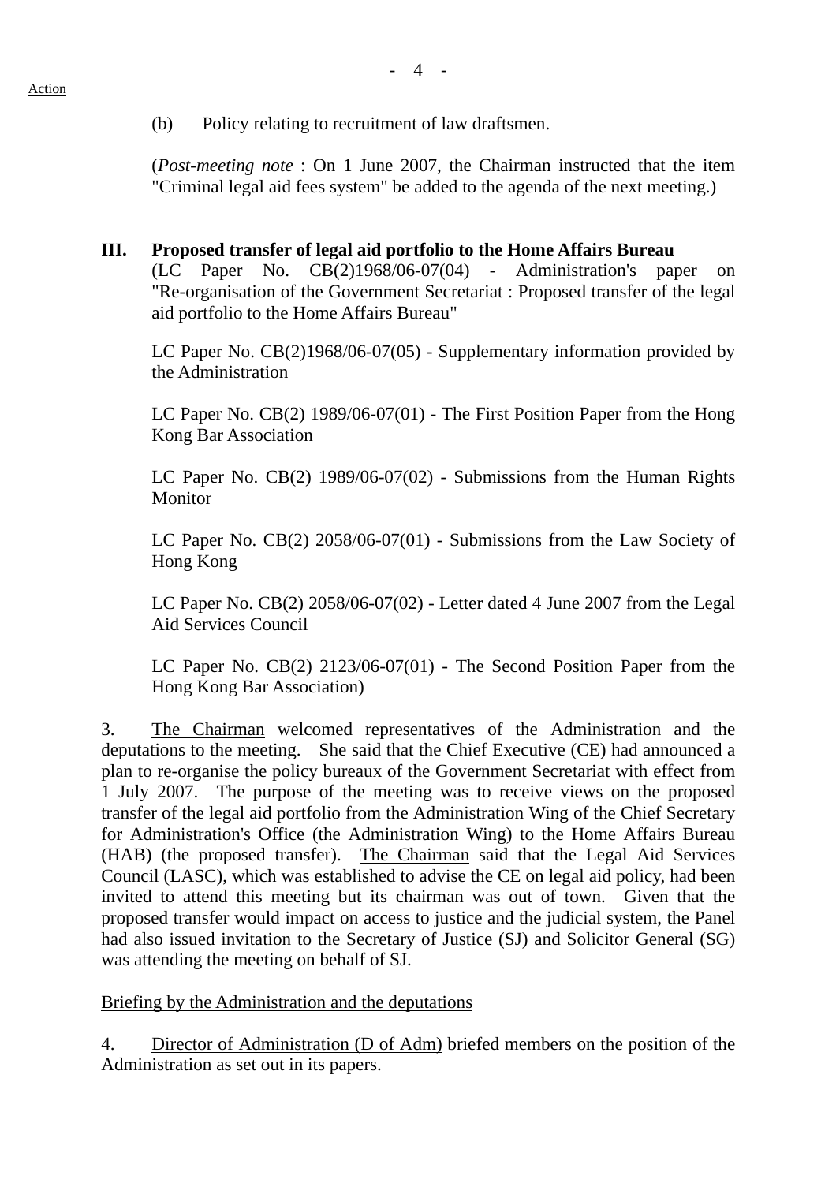Action

(b) Policy relating to recruitment of law draftsmen.

(*Post-meeting note* : On 1 June 2007, the Chairman instructed that the item "Criminal legal aid fees system" be added to the agenda of the next meeting.)

**III. Proposed transfer of legal aid portfolio to the Home Affairs Bureau**

(LC Paper No. CB(2)1968/06-07(04) - Administration's paper on "Re-organisation of the Government Secretariat : Proposed transfer of the legal aid portfolio to the Home Affairs Bureau"

LC Paper No. CB(2)1968/06-07(05) - Supplementary information provided by the Administration

LC Paper No. CB(2) 1989/06-07(01) - The First Position Paper from the Hong Kong Bar Association

LC Paper No. CB(2) 1989/06-07(02) - Submissions from the Human Rights Monitor

LC Paper No. CB(2) 2058/06-07(01) - Submissions from the Law Society of Hong Kong

LC Paper No. CB(2) 2058/06-07(02) - Letter dated 4 June 2007 from the Legal Aid Services Council

LC Paper No. CB(2) 2123/06-07(01) - The Second Position Paper from the Hong Kong Bar Association)

3. The Chairman welcomed representatives of the Administration and the deputations to the meeting. She said that the Chief Executive (CE) had announced a plan to re-organise the policy bureaux of the Government Secretariat with effect from 1 July 2007. The purpose of the meeting was to receive views on the proposed transfer of the legal aid portfolio from the Administration Wing of the Chief Secretary for Administration's Office (the Administration Wing) to the Home Affairs Bureau (HAB) (the proposed transfer). The Chairman said that the Legal Aid Services Council (LASC), which was established to advise the CE on legal aid policy, had been invited to attend this meeting but its chairman was out of town. Given that the proposed transfer would impact on access to justice and the judicial system, the Panel had also issued invitation to the Secretary of Justice (SJ) and Solicitor General (SG) was attending the meeting on behalf of SJ.

Briefing by the Administration and the deputations

4. Director of Administration (D of Adm) briefed members on the position of the Administration as set out in its papers.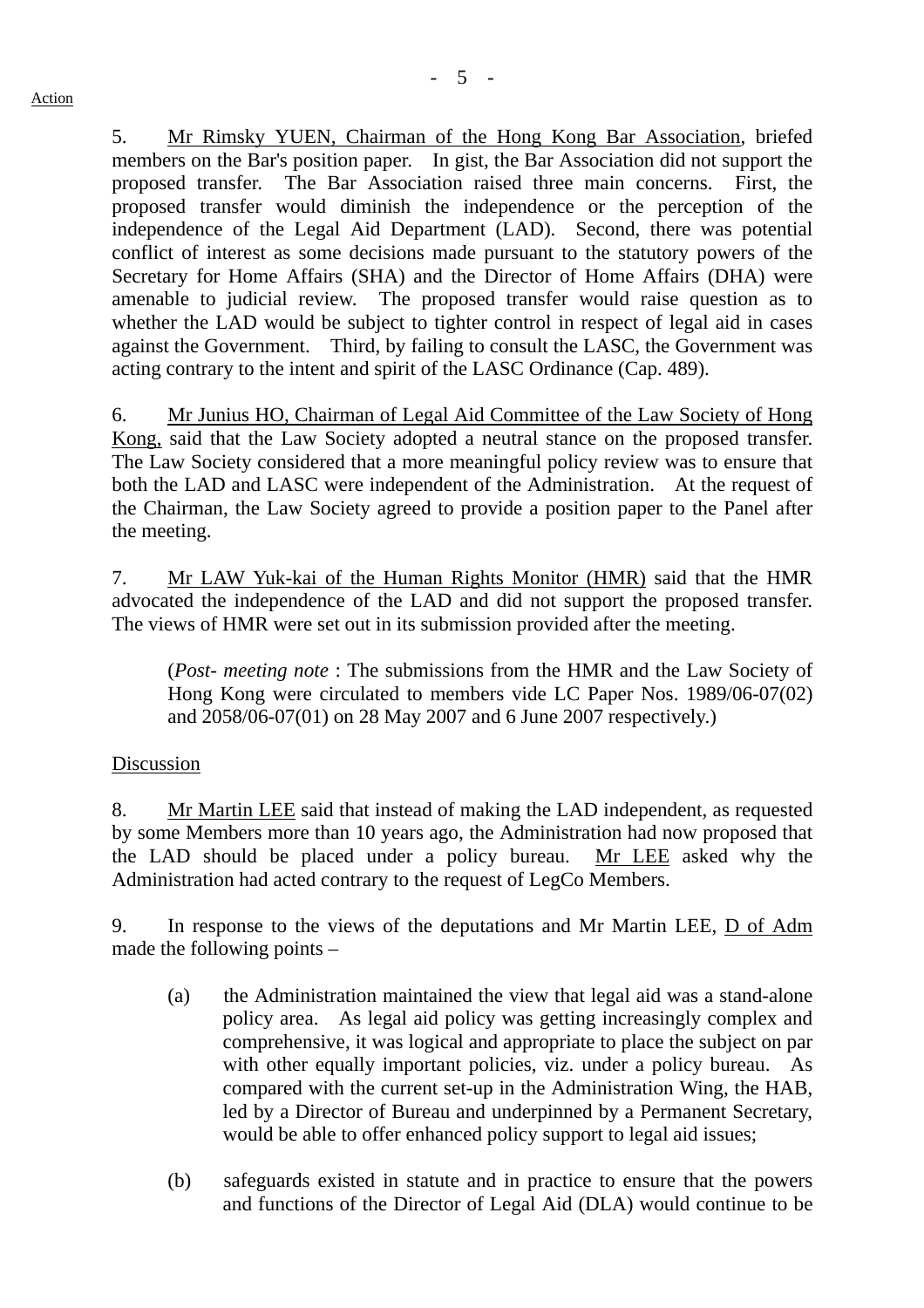Action

5. Mr Rimsky YUEN, Chairman of the Hong Kong Bar Association, briefed members on the Bar's position paper. In gist, the Bar Association did not support the proposed transfer. The Bar Association raised three main concerns. First, the proposed transfer would diminish the independence or the perception of the independence of the Legal Aid Department (LAD). Second, there was potential conflict of interest as some decisions made pursuant to the statutory powers of the Secretary for Home Affairs (SHA) and the Director of Home Affairs (DHA) were amenable to judicial review. The proposed transfer would raise question as to whether the LAD would be subject to tighter control in respect of legal aid in cases against the Government. Third, by failing to consult the LASC, the Government was acting contrary to the intent and spirit of the LASC Ordinance (Cap. 489).

6. Mr Junius HO, Chairman of Legal Aid Committee of the Law Society of Hong Kong, said that the Law Society adopted a neutral stance on the proposed transfer. The Law Society considered that a more meaningful policy review was to ensure that both the LAD and LASC were independent of the Administration. At the request of the Chairman, the Law Society agreed to provide a position paper to the Panel after the meeting.

7. Mr LAW Yuk-kai of the Human Rights Monitor (HMR) said that the HMR advocated the independence of the LAD and did not support the proposed transfer. The views of HMR were set out in its submission provided after the meeting.

(*Post- meeting note* : The submissions from the HMR and the Law Society of Hong Kong were circulated to members vide LC Paper Nos. 1989/06-07(02) and 2058/06-07(01) on 28 May 2007 and 6 June 2007 respectively.)

Discussion

8. Mr Martin LEE said that instead of making the LAD independent, as requested by some Members more than 10 years ago, the Administration had now proposed that the LAD should be placed under a policy bureau. Mr LEE asked why the Administration had acted contrary to the request of LegCo Members.

9. In response to the views of the deputations and Mr Martin LEE, D of Adm made the following points –

(a) the Administration maintained the view that legal aid was a stand-alone policy area. As legal aid policy was getting increasingly complex and comprehensive, it was logical and appropriate to place the subject on par with other equally important policies, viz. under a policy bureau. As compared with the current set-up in the Administration Wing, the HAB, led by a Director of Bureau and underpinned by a Permanent Secretary, would be able to offer enhanced policy support to legal aid issues;

(b) safeguards existed in statute and in practice to ensure that the powers and functions of the Director of Legal Aid (DLA) would continue to be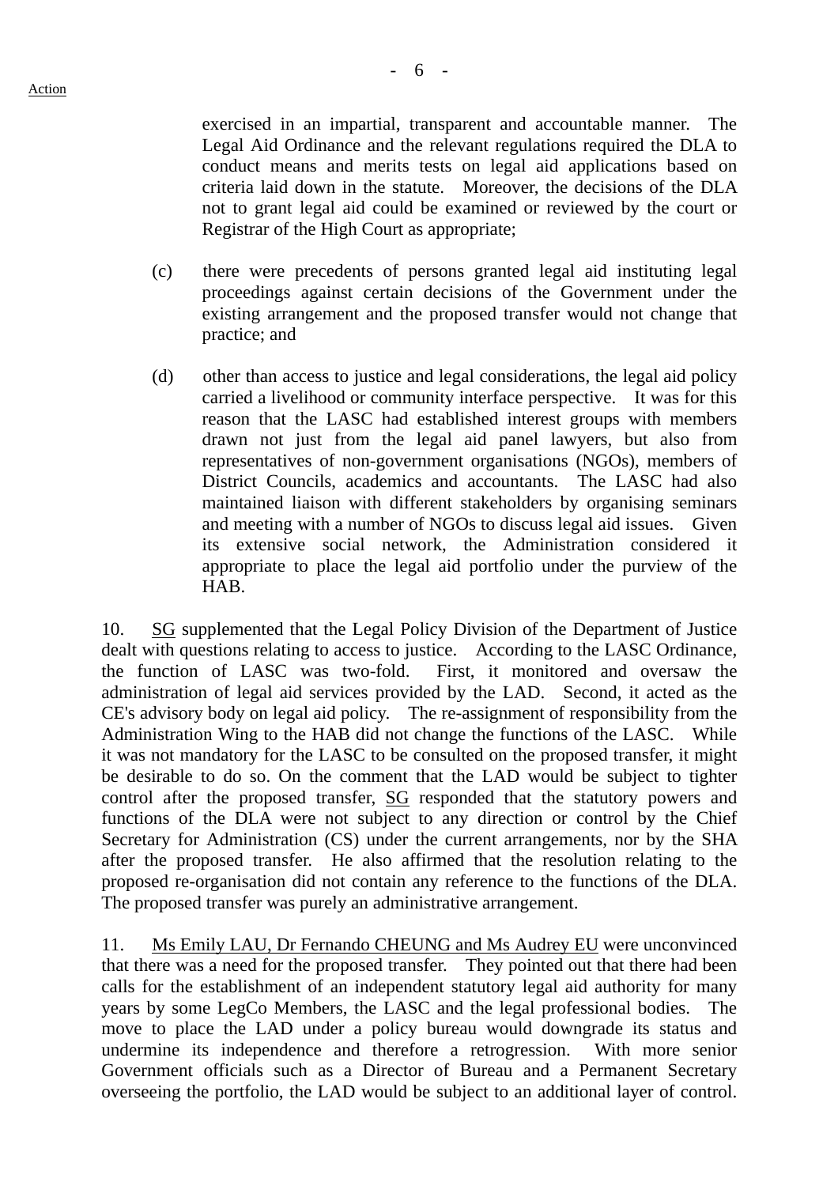exercised in an impartial, transparent and accountable manner. The Legal Aid Ordinance and the relevant regulations required the DLA to conduct means and merits tests on legal aid applications based on criteria laid down in the statute. Moreover, the decisions of the DLA not to grant legal aid could be examined or reviewed by the court or Registrar of the High Court as appropriate;

(c) there were precedents of persons granted legal aid instituting legal proceedings against certain decisions of the Government under the existing arrangement and the proposed transfer would not change that practice; and

(d) other than access to justice and legal considerations, the legal aid policy carried a livelihood or community interface perspective. It was for this reason that the LASC had established interest groups with members drawn not just from the legal aid panel lawyers, but also from representatives of non-government organisations (NGOs), members of District Councils, academics and accountants. The LASC had also maintained liaison with different stakeholders by organising seminars and meeting with a number of NGOs to discuss legal aid issues. Given its extensive social network, the Administration considered it appropriate to place the legal aid portfolio under the purview of the HAB.

10. SG supplemented that the Legal Policy Division of the Department of Justice dealt with questions relating to access to justice. According to the LASC Ordinance, the function of LASC was two-fold. First, it monitored and oversaw the administration of legal aid services provided by the LAD. Second, it acted as the CE's advisory body on legal aid policy. The re-assignment of responsibility from the Administration Wing to the HAB did not change the functions of the LASC. While it was not mandatory for the LASC to be consulted on the proposed transfer, it might be desirable to do so. On the comment that the LAD would be subject to tighter control after the proposed transfer, SG responded that the statutory powers and functions of the DLA were not subject to any direction or control by the Chief Secretary for Administration (CS) under the current arrangements, nor by the SHA after the proposed transfer. He also affirmed that the resolution relating to the proposed re-organisation did not contain any reference to the functions of the DLA. The proposed transfer was purely an administrative arrangement.

11. Ms Emily LAU, Dr Fernando CHEUNG and Ms Audrey EU were unconvinced that there was a need for the proposed transfer. They pointed out that there had been calls for the establishment of an independent statutory legal aid authority for many years by some LegCo Members, the LASC and the legal professional bodies. The move to place the LAD under a policy bureau would downgrade its status and undermine its independence and therefore a retrogression. With more senior Government officials such as a Director of Bureau and a Permanent Secretary overseeing the portfolio, the LAD would be subject to an additional layer of control.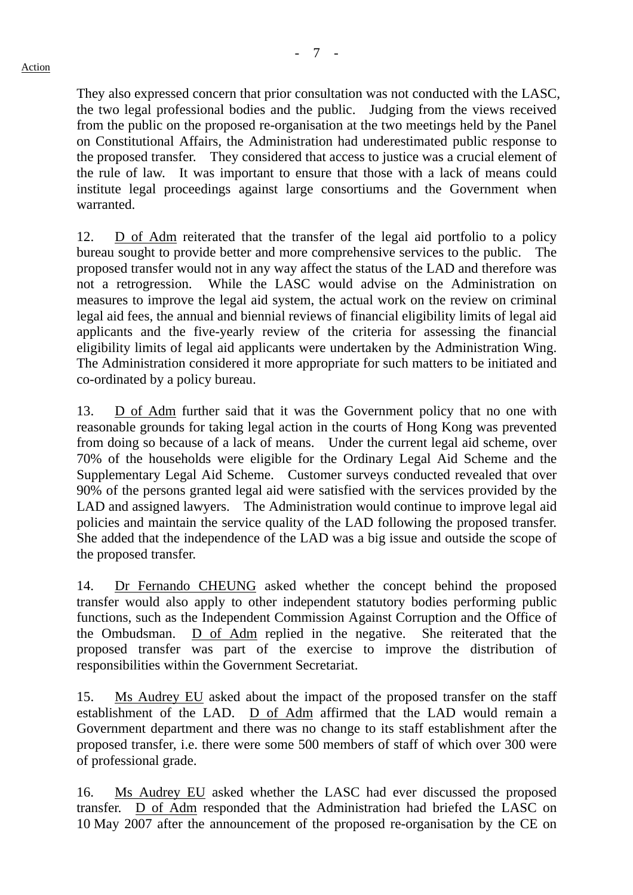They also expressed concern that prior consultation was not conducted with the LASC, the two legal professional bodies and the public. Judging from the views received from the public on the proposed re-organisation at the two meetings held by the Panel on Constitutional Affairs, the Administration had underestimated public response to the proposed transfer. They considered that access to justice was a crucial element of the rule of law. It was important to ensure that those with a lack of means could institute legal proceedings against large consortiums and the Government when warranted.

12. D of Adm reiterated that the transfer of the legal aid portfolio to a policy bureau sought to provide better and more comprehensive services to the public. The proposed transfer would not in any way affect the status of the LAD and therefore was not a retrogression. While the LASC would advise on the Administration on measures to improve the legal aid system, the actual work on the review on criminal legal aid fees, the annual and biennial reviews of financial eligibility limits of legal aid applicants and the five-yearly review of the criteria for assessing the financial eligibility limits of legal aid applicants were undertaken by the Administration Wing. The Administration considered it more appropriate for such matters to be initiated and co-ordinated by a policy bureau.

13. D of Adm further said that it was the Government policy that no one with reasonable grounds for taking legal action in the courts of Hong Kong was prevented from doing so because of a lack of means. Under the current legal aid scheme, over 70% of the households were eligible for the Ordinary Legal Aid Scheme and the Supplementary Legal Aid Scheme. Customer surveys conducted revealed that over 90% of the persons granted legal aid were satisfied with the services provided by the LAD and assigned lawyers. The Administration would continue to improve legal aid policies and maintain the service quality of the LAD following the proposed transfer. She added that the independence of the LAD was a big issue and outside the scope of the proposed transfer.

14. Dr Fernando CHEUNG asked whether the concept behind the proposed transfer would also apply to other independent statutory bodies performing public functions, such as the Independent Commission Against Corruption and the Office of the Ombudsman. D of Adm replied in the negative. She reiterated that the proposed transfer was part of the exercise to improve the distribution of responsibilities within the Government Secretariat.

15. Ms Audrey EU asked about the impact of the proposed transfer on the staff establishment of the LAD. D of Adm affirmed that the LAD would remain a Government department and there was no change to its staff establishment after the proposed transfer, i.e. there were some 500 members of staff of which over 300 were of professional grade.

16. Ms Audrey EU asked whether the LASC had ever discussed the proposed transfer. D of Adm responded that the Administration had briefed the LASC on 10 May 2007 after the announcement of the proposed re-organisation by the CE on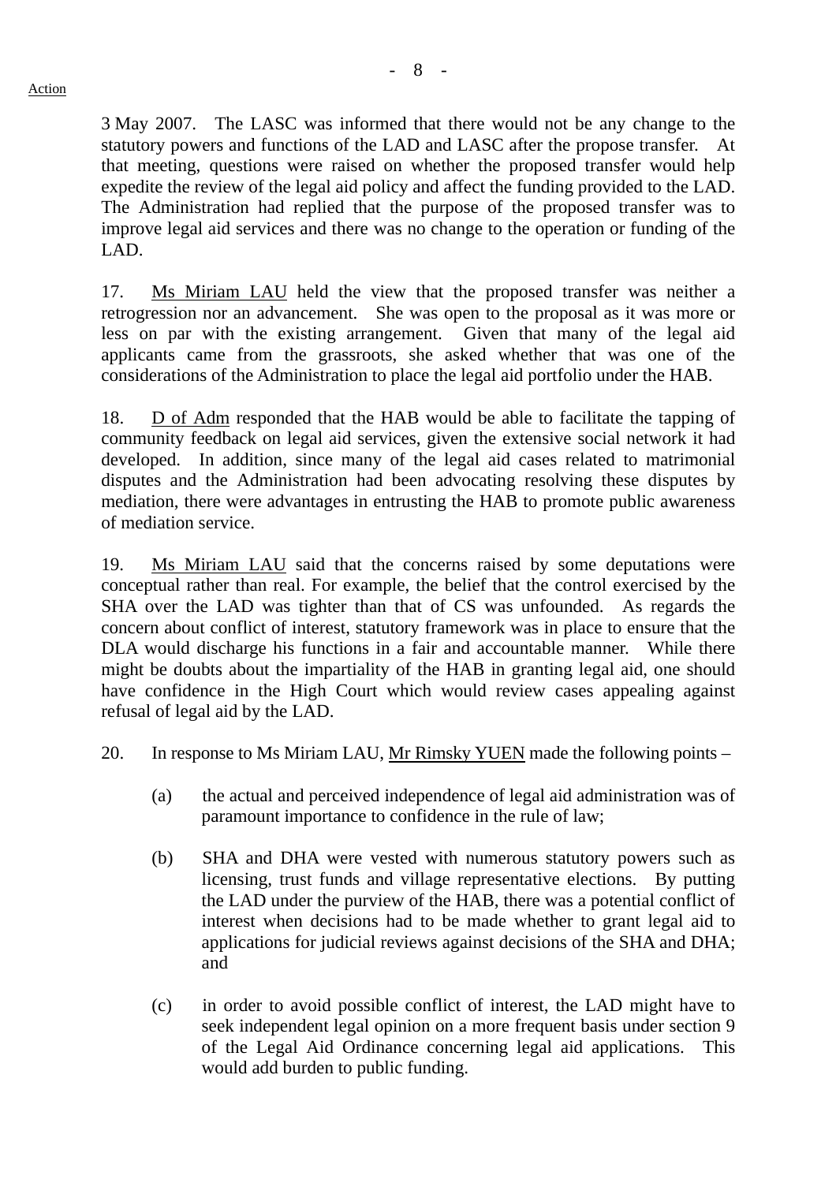3 May 2007. The LASC was informed that there would not be any change to the statutory powers and functions of the LAD and LASC after the propose transfer. At that meeting, questions were raised on whether the proposed transfer would help expedite the review of the legal aid policy and affect the funding provided to the LAD. The Administration had replied that the purpose of the proposed transfer was to improve legal aid services and there was no change to the operation or funding of the LAD.

17. Ms Miriam LAU held the view that the proposed transfer was neither a retrogression nor an advancement. She was open to the proposal as it was more or less on par with the existing arrangement. Given that many of the legal aid applicants came from the grassroots, she asked whether that was one of the considerations of the Administration to place the legal aid portfolio under the HAB.

18. D of Adm responded that the HAB would be able to facilitate the tapping of community feedback on legal aid services, given the extensive social network it had developed. In addition, since many of the legal aid cases related to matrimonial disputes and the Administration had been advocating resolving these disputes by mediation, there were advantages in entrusting the HAB to promote public awareness of mediation service.

19. Ms Miriam LAU said that the concerns raised by some deputations were conceptual rather than real. For example, the belief that the control exercised by the SHA over the LAD was tighter than that of CS was unfounded. As regards the concern about conflict of interest, statutory framework was in place to ensure that the DLA would discharge his functions in a fair and accountable manner. While there might be doubts about the impartiality of the HAB in granting legal aid, one should have confidence in the High Court which would review cases appealing against refusal of legal aid by the LAD.

20. In response to Ms Miriam LAU, Mr Rimsky YUEN made the following points –

(a) the actual and perceived independence of legal aid administration was of paramount importance to confidence in the rule of law;

(b) SHA and DHA were vested with numerous statutory powers such as licensing, trust funds and village representative elections. By putting the LAD under the purview of the HAB, there was a potential conflict of interest when decisions had to be made whether to grant legal aid to applications for judicial reviews against decisions of the SHA and DHA; and

(c) in order to avoid possible conflict of interest, the LAD might have to seek independent legal opinion on a more frequent basis under section 9 of the Legal Aid Ordinance concerning legal aid applications. This would add burden to public funding.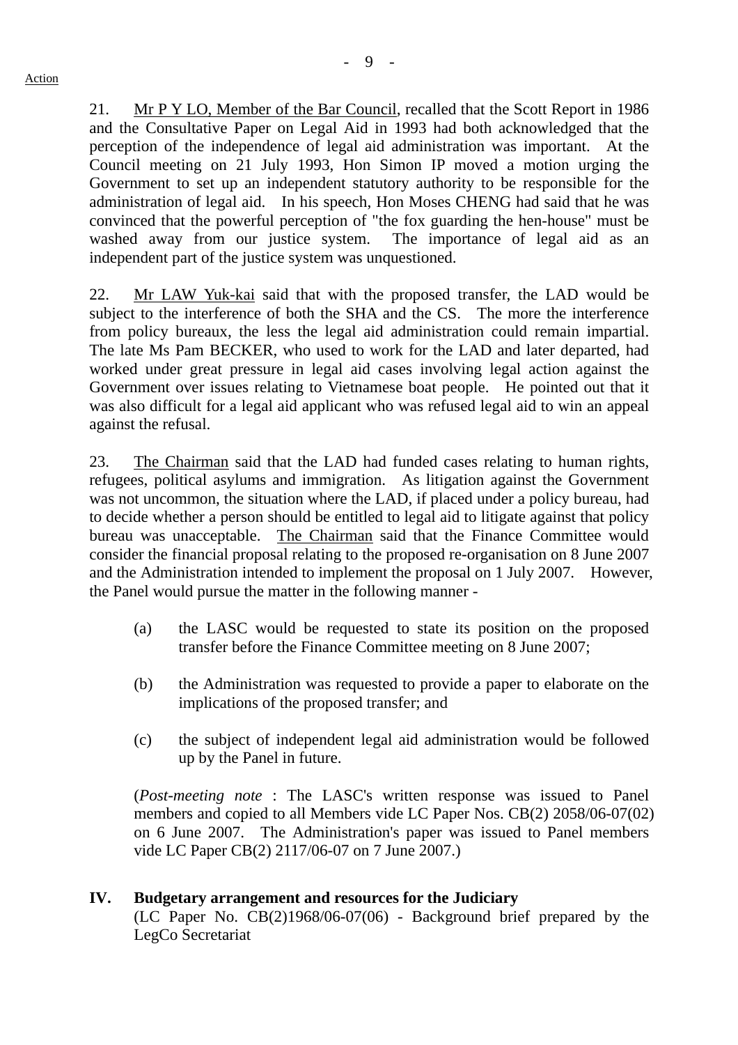Action

21. Mr P Y LO, Member of the Bar Council, recalled that the Scott Report in 1986 and the Consultative Paper on Legal Aid in 1993 had both acknowledged that the perception of the independence of legal aid administration was important. At the Council meeting on 21 July 1993, Hon Simon IP moved a motion urging the Government to set up an independent statutory authority to be responsible for the administration of legal aid. In his speech, Hon Moses CHENG had said that he was convinced that the powerful perception of "the fox guarding the hen-house" must be washed away from our justice system. The importance of legal aid as an independent part of the justice system was unquestioned.

22. Mr LAW Yuk-kai said that with the proposed transfer, the LAD would be subject to the interference of both the SHA and the CS. The more the interference from policy bureaux, the less the legal aid administration could remain impartial. The late Ms Pam BECKER, who used to work for the LAD and later departed, had worked under great pressure in legal aid cases involving legal action against the Government over issues relating to Vietnamese boat people. He pointed out that it was also difficult for a legal aid applicant who was refused legal aid to win an appeal against the refusal.

23. The Chairman said that the LAD had funded cases relating to human rights, refugees, political asylums and immigration. As litigation against the Government was not uncommon, the situation where the LAD, if placed under a policy bureau, had to decide whether a person should be entitled to legal aid to litigate against that policy bureau was unacceptable. The Chairman said that the Finance Committee would consider the financial proposal relating to the proposed re-organisation on 8 June 2007 and the Administration intended to implement the proposal on 1 July 2007. However, the Panel would pursue the matter in the following manner -

(a) the LASC would be requested to state its position on the proposed transfer before the Finance Committee meeting on 8 June 2007;

(b) the Administration was requested to provide a paper to elaborate on the implications of the proposed transfer; and

(c) the subject of independent legal aid administration would be followed up by the Panel in future.

(*Post-meeting note* : The LASC's written response was issued to Panel members and copied to all Members vide LC Paper Nos. CB(2) 2058/06-07(02) on 6 June 2007. The Administration's paper was issued to Panel members vide LC Paper CB(2) 2117/06-07 on 7 June 2007.)

## IV. Budgetary arrangement and resources for the Judiciary

(LC Paper No. CB(2)1968/06-07(06) - Background brief prepared by the LegCo Secretariat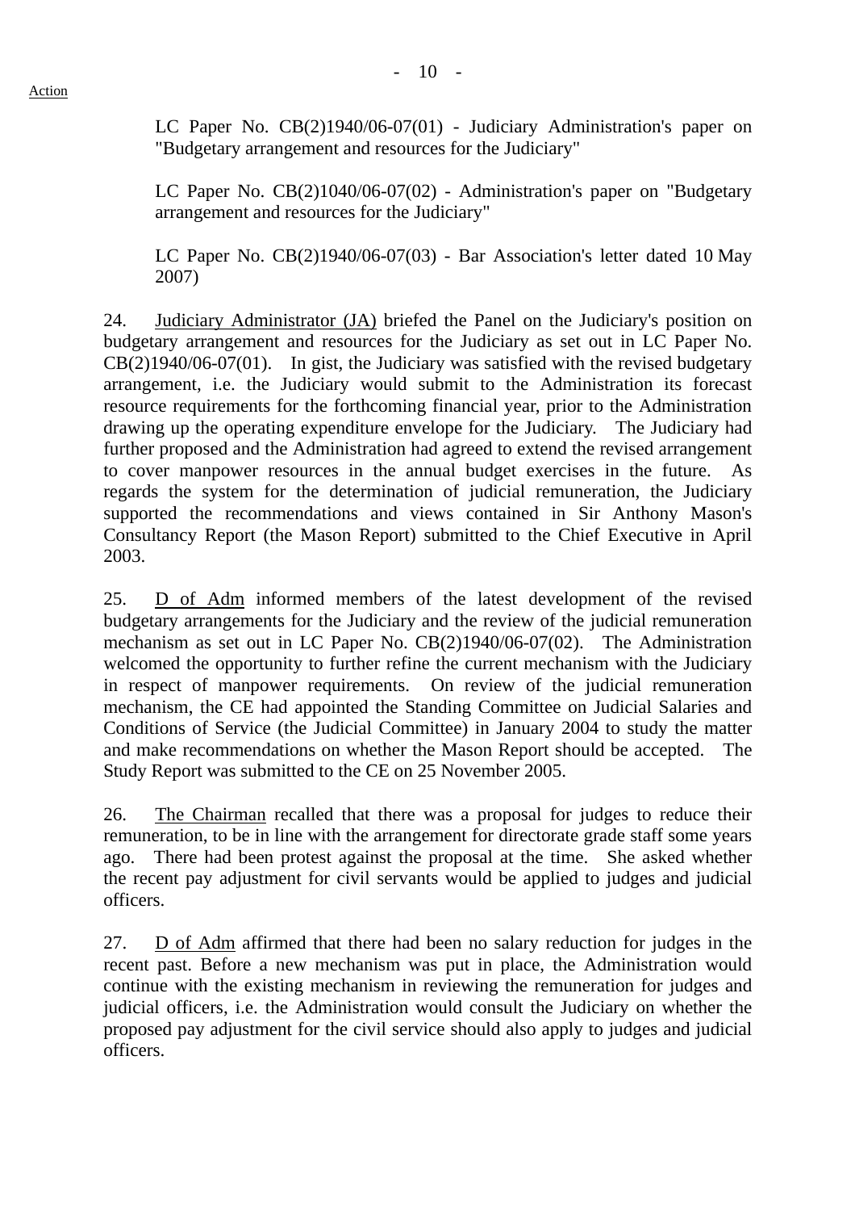LC Paper No. CB(2)1940/06-07(01) - Judiciary Administration's paper on "Budgetary arrangement and resources for the Judiciary"

LC Paper No. CB(2)1040/06-07(02) - Administration's paper on "Budgetary arrangement and resources for the Judiciary"

LC Paper No. CB(2)1940/06-07(03) - Bar Association's letter dated 10 May 2007)

24. Judiciary Administrator (JA) briefed the Panel on the Judiciary's position on budgetary arrangement and resources for the Judiciary as set out in LC Paper No. CB(2)1940/06-07(01). In gist, the Judiciary was satisfied with the revised budgetary arrangement, i.e. the Judiciary would submit to the Administration its forecast resource requirements for the forthcoming financial year, prior to the Administration drawing up the operating expenditure envelope for the Judiciary. The Judiciary had further proposed and the Administration had agreed to extend the revised arrangement to cover manpower resources in the annual budget exercises in the future. As regards the system for the determination of judicial remuneration, the Judiciary supported the recommendations and views contained in Sir Anthony Mason's Consultancy Report (the Mason Report) submitted to the Chief Executive in April 2003.

25. D of Adm informed members of the latest development of the revised budgetary arrangements for the Judiciary and the review of the judicial remuneration mechanism as set out in LC Paper No. CB(2)1940/06-07(02). The Administration welcomed the opportunity to further refine the current mechanism with the Judiciary in respect of manpower requirements. On review of the judicial remuneration mechanism, the CE had appointed the Standing Committee on Judicial Salaries and Conditions of Service (the Judicial Committee) in January 2004 to study the matter and make recommendations on whether the Mason Report should be accepted. The Study Report was submitted to the CE on 25 November 2005.

26. The Chairman recalled that there was a proposal for judges to reduce their remuneration, to be in line with the arrangement for directorate grade staff some years ago. There had been protest against the proposal at the time. She asked whether the recent pay adjustment for civil servants would be applied to judges and judicial officers.

27. D of Adm affirmed that there had been no salary reduction for judges in the recent past. Before a new mechanism was put in place, the Administration would continue with the existing mechanism in reviewing the remuneration for judges and judicial officers, i.e. the Administration would consult the Judiciary on whether the proposed pay adjustment for the civil service should also apply to judges and judicial officers.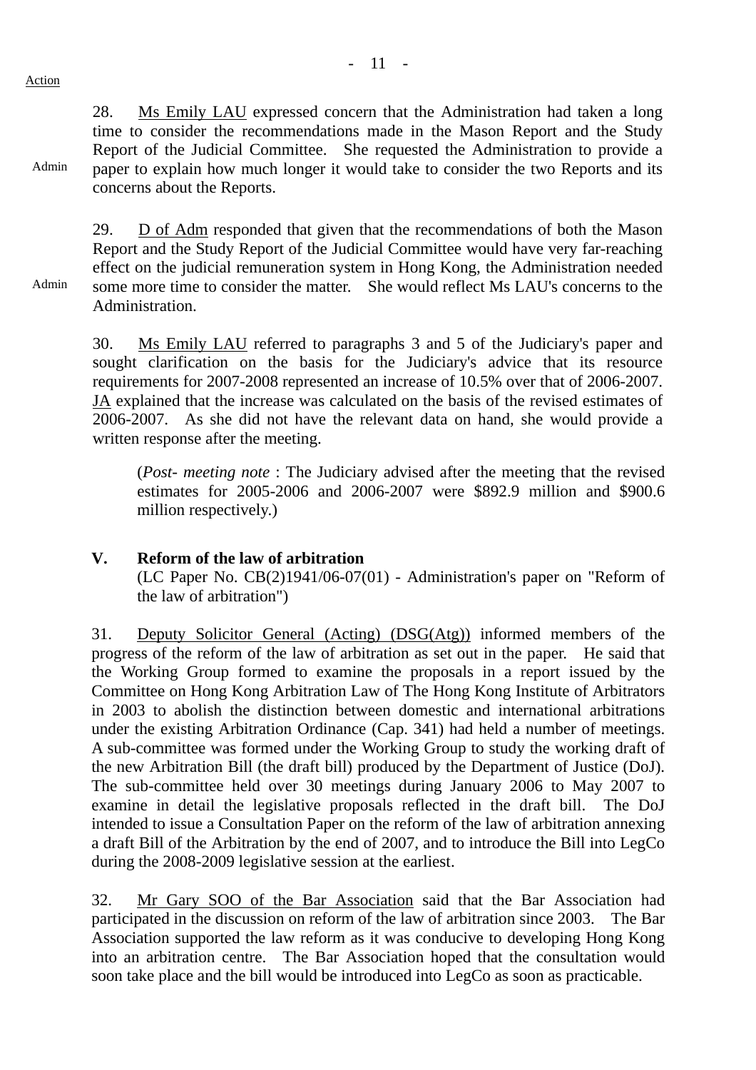Action

28. Ms Emily LAU expressed concern that the Administration had taken a long time to consider the recommendations made in the Mason Report and the Study Report of the Judicial Committee. She requested the Administration to provide a paper to explain how much longer it would take to consider the two Reports and its concerns about the Reports.

Admin

29. D of Adm responded that given that the recommendations of both the Mason Report and the Study Report of the Judicial Committee would have very far-reaching effect on the judicial remuneration system in Hong Kong, the Administration needed some more time to consider the matter. She would reflect Ms LAU's concerns to the Administration.

Admin

30. Ms Emily LAU referred to paragraphs 3 and 5 of the Judiciary's paper and sought clarification on the basis for the Judiciary's advice that its resource requirements for 2007-2008 represented an increase of 10.5% over that of 2006-2007. JA explained that the increase was calculated on the basis of the revised estimates of 2006-2007. As she did not have the relevant data on hand, she would provide a written response after the meeting.

> (*Post- meeting note* : The Judiciary advised after the meeting that the revised estimates for 2005-2006 and 2006-2007 were $892.9 million and $900.6 million respectively.)

## V. Reform of the law of arbitration

(LC Paper No. CB(2)1941/06-07(01) - Administration's paper on "Reform of the law of arbitration")

31. Deputy Solicitor General (Acting) (DSG(Atg)) informed members of the progress of the reform of the law of arbitration as set out in the paper. He said that the Working Group formed to examine the proposals in a report issued by the Committee on Hong Kong Arbitration Law of The Hong Kong Institute of Arbitrators in 2003 to abolish the distinction between domestic and international arbitrations under the existing Arbitration Ordinance (Cap. 341) had held a number of meetings. A sub-committee was formed under the Working Group to study the working draft of the new Arbitration Bill (the draft bill) produced by the Department of Justice (DoJ). The sub-committee held over 30 meetings during January 2006 to May 2007 to examine in detail the legislative proposals reflected in the draft bill. The DoJ intended to issue a Consultation Paper on the reform of the law of arbitration annexing a draft Bill of the Arbitration by the end of 2007, and to introduce the Bill into LegCo during the 2008-2009 legislative session at the earliest.

32. Mr Gary SOO of the Bar Association said that the Bar Association had participated in the discussion on reform of the law of arbitration since 2003. The Bar Association supported the law reform as it was conducive to developing Hong Kong into an arbitration centre. The Bar Association hoped that the consultation would soon take place and the bill would be introduced into LegCo as soon as practicable.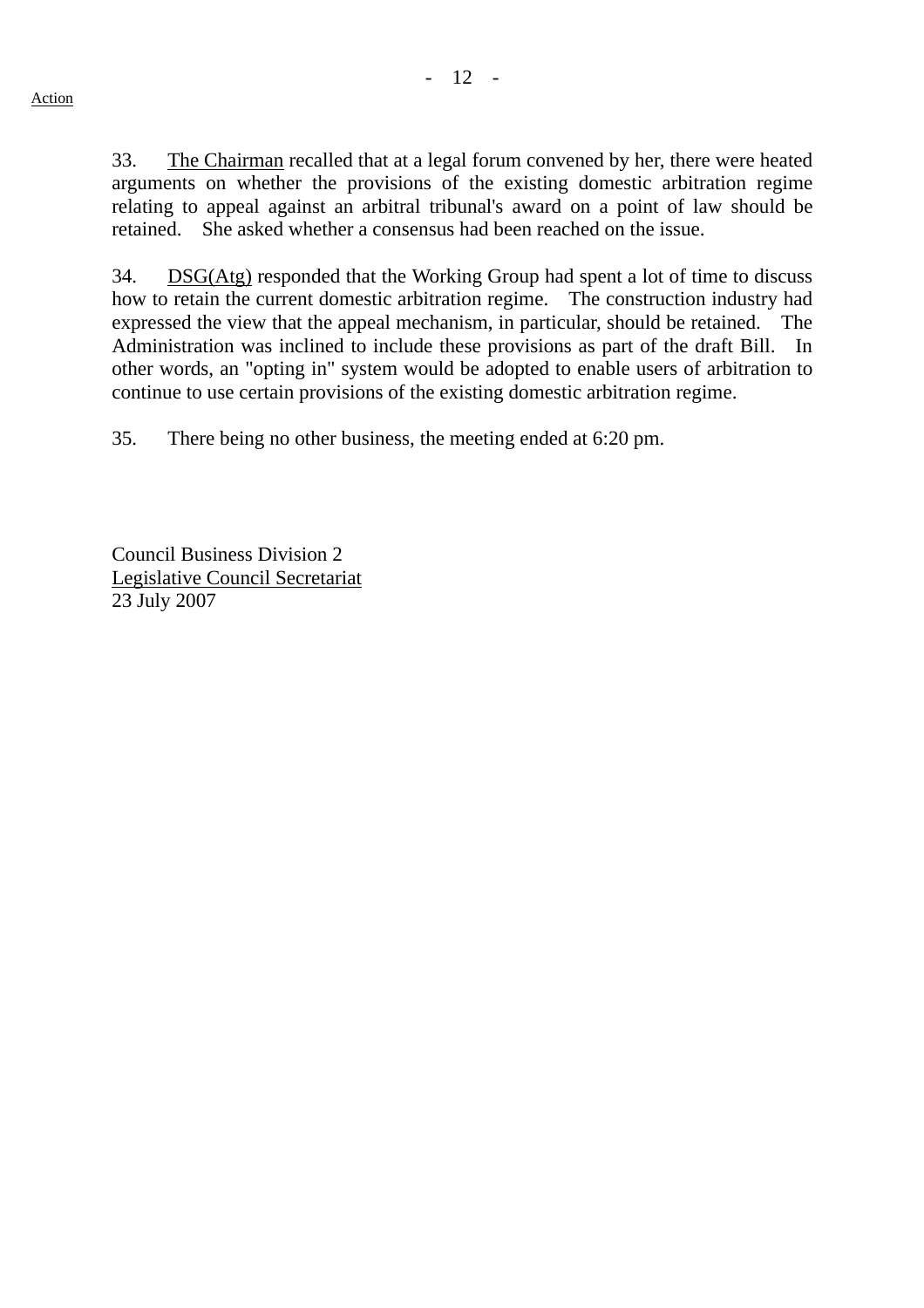Action

33. The Chairman recalled that at a legal forum convened by her, there were heated arguments on whether the provisions of the existing domestic arbitration regime relating to appeal against an arbitral tribunal's award on a point of law should be retained. She asked whether a consensus had been reached on the issue.

34. DSG(Atg) responded that the Working Group had spent a lot of time to discuss how to retain the current domestic arbitration regime. The construction industry had expressed the view that the appeal mechanism, in particular, should be retained. The Administration was inclined to include these provisions as part of the draft Bill. In other words, an "opting in" system would be adopted to enable users of arbitration to continue to use certain provisions of the existing domestic arbitration regime.

35. There being no other business, the meeting ended at 6:20 pm.

Council Business Division 2
Legislative Council Secretariat
23 July 2007